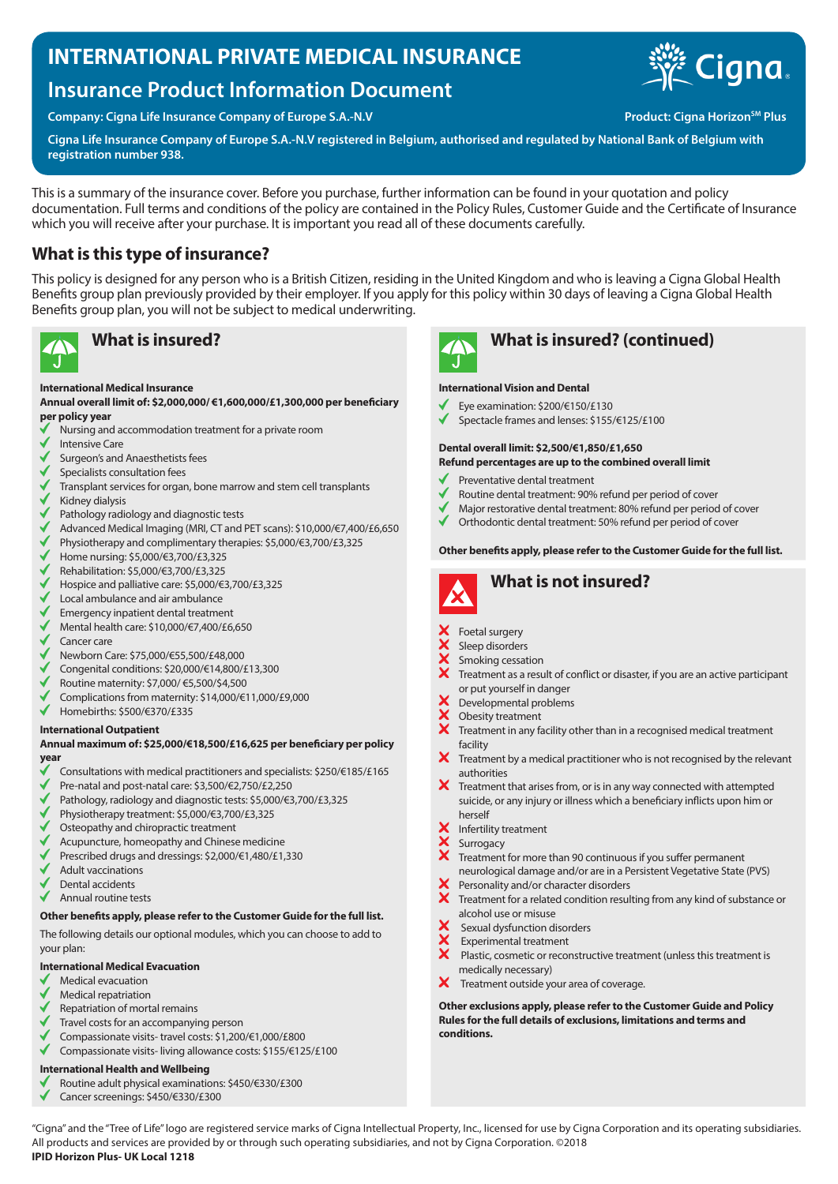# INTERNATIONAL PRIVATE MEDICAL INSURANCE

## Insurance Product Information Document

**Company: Cigna Life Insurance Company of Europe S.A.-N.V**

**Product: Cigna Horizon℠ Plus**

**Cigna Life Insurance Company of Europe S.A.-N.V registered in Belgium, authorised and regulated by National Bank of Belgium with registration number 938.**

This is a summary of the insurance cover. Before you purchase, further information can be found in your quotation and policy documentation. Full terms and conditions of the policy are contained in the Policy Rules, Customer Guide and the Certificate of Insurance which you will receive after your purchase. It is important you read all of these documents carefully.

## What is this type of insurance?

This policy is designed for any person who is a British Citizen, residing in the United Kingdom and who is leaving a Cigna Global Health Benefits group plan previously provided by their employer. If you apply for this policy within 30 days of leaving a Cigna Global Health Benefits group plan, you will not be subject to medical underwriting.

## What is insured?

**International Medical Insurance**

**Annual overall limit of: $2,000,000/ €1,600,000/£1,300,000 per beneficiary per policy year**

- ✓ Nursing and accommodation treatment for a private room
- ✓ Intensive Care
- ✓ Surgeon's and Anaesthetists fees
- ✓ Specialists consultation fees
- ✓ Transplant services for organ, bone marrow and stem cell transplants
- ✓ Kidney dialysis
- ✓ Pathology radiology and diagnostic tests
- ✓ Advanced Medical Imaging (MRI, CT and PET scans): $10,000/€7,400/£6,650
- ✓ Physiotherapy and complimentary therapies: $5,000/€3,700/£3,325
- ✓ Home nursing: $5,000/€3,700/£3,325
- ✓ Rehabilitation: $5,000/€3,700/£3,325
- ✓ Hospice and palliative care: $5,000/€3,700/£3,325
- ✓ Local ambulance and air ambulance
- ✓ Emergency inpatient dental treatment
- ✓ Mental health care: $10,000/€7,400/£6,650
- ✓ Cancer care
- ✓ Newborn Care: $75,000/€55,500/£48,000
- ✓ Congenital conditions: $20,000/€14,800/£13,300
- ✓ Routine maternity: $7,000/ €5,500/$4,500
- ✓ Complications from maternity: $14,000/€11,000/£9,000
- ✓ Homebirths: $500/€370/£335

**International Outpatient**

**Annual maximum of: $25,000/€18,500/£16,625 per beneficiary per policy year**

- ✓ Consultations with medical practitioners and specialists: $250/€185/£165
- ✓ Pre-natal and post-natal care: $3,500/€2,750/£2,250
- ✓ Pathology, radiology and diagnostic tests: $5,000/€3,700/£3,325
- ✓ Physiotherapy treatment: $5,000/€3,700/£3,325
- ✓ Osteopathy and chiropractic treatment
- ✓ Acupuncture, homeopathy and Chinese medicine
- ✓ Prescribed drugs and dressings: $2,000/€1,480/£1,330
- ✓ Adult vaccinations
- ✓ Dental accidents
- ✓ Annual routine tests

**Other benefits apply, please refer to the Customer Guide for the full list.**

The following details our optional modules, which you can choose to add to your plan:

**International Medical Evacuation**

- ✓ Medical evacuation
- ✓ Medical repatriation
- ✓ Repatriation of mortal remains
- ✓ Travel costs for an accompanying person
- ✓ Compassionate visits- travel costs: $1,200/€1,000/£800
- ✓ Compassionate visits- living allowance costs: $155/€125/£100

**International Health and Wellbeing**

- ✓ Routine adult physical examinations: $450/€330/£300
- ✓ Cancer screenings: $450/€330/£300

## What is insured? (continued)

**International Vision and Dental**

- ✓ Eye examination: $200/€150/£130
- ✓ Spectacle frames and lenses: $155/€125/£100

**Dental overall limit: $2,500/€1,850/£1,650**

**Refund percentages are up to the combined overall limit**

- ✓ Preventative dental treatment
- ✓ Routine dental treatment: 90% refund per period of cover
- ✓ Major restorative dental treatment: 80% refund per period of cover
- ✓ Orthodontic dental treatment: 50% refund per period of cover

**Other benefits apply, please refer to the Customer Guide for the full list.**

## What is not insured?

- ✗ Foetal surgery
- ✗ Sleep disorders
- ✗ Smoking cessation
- ✗ Treatment as a result of conflict or disaster, if you are an active participant or put yourself in danger
- ✗ Developmental problems
- ✗ Obesity treatment
- ✗ Treatment in any facility other than in a recognised medical treatment facility
- ✗ Treatment by a medical practitioner who is not recognised by the relevant authorities
- ✗ Treatment that arises from, or is in any way connected with attempted suicide, or any injury or illness which a beneficiary inflicts upon him or herself
- ✗ Infertility treatment
- ✗ Surrogacy
- ✗ Treatment for more than 90 continuous if you suffer permanent neurological damage and/or are in a Persistent Vegetative State (PVS)
- ✗ Personality and/or character disorders
- ✗ Treatment for a related condition resulting from any kind of substance or alcohol use or misuse
- ✗ Sexual dysfunction disorders
- ✗ Experimental treatment
- ✗ Plastic, cosmetic or reconstructive treatment (unless this treatment is medically necessary)
- ✗ Treatment outside your area of coverage.

**Other exclusions apply, please refer to the Customer Guide and Policy Rules for the full details of exclusions, limitations and terms and conditions.**

"Cigna" and the "Tree of Life" logo are registered service marks of Cigna Intellectual Property, Inc., licensed for use by Cigna Corporation and its operating subsidiaries. All products and services are provided by or through such operating subsidiaries, and not by Cigna Corporation. ©2018

**IPID Horizon Plus- UK Local 1218**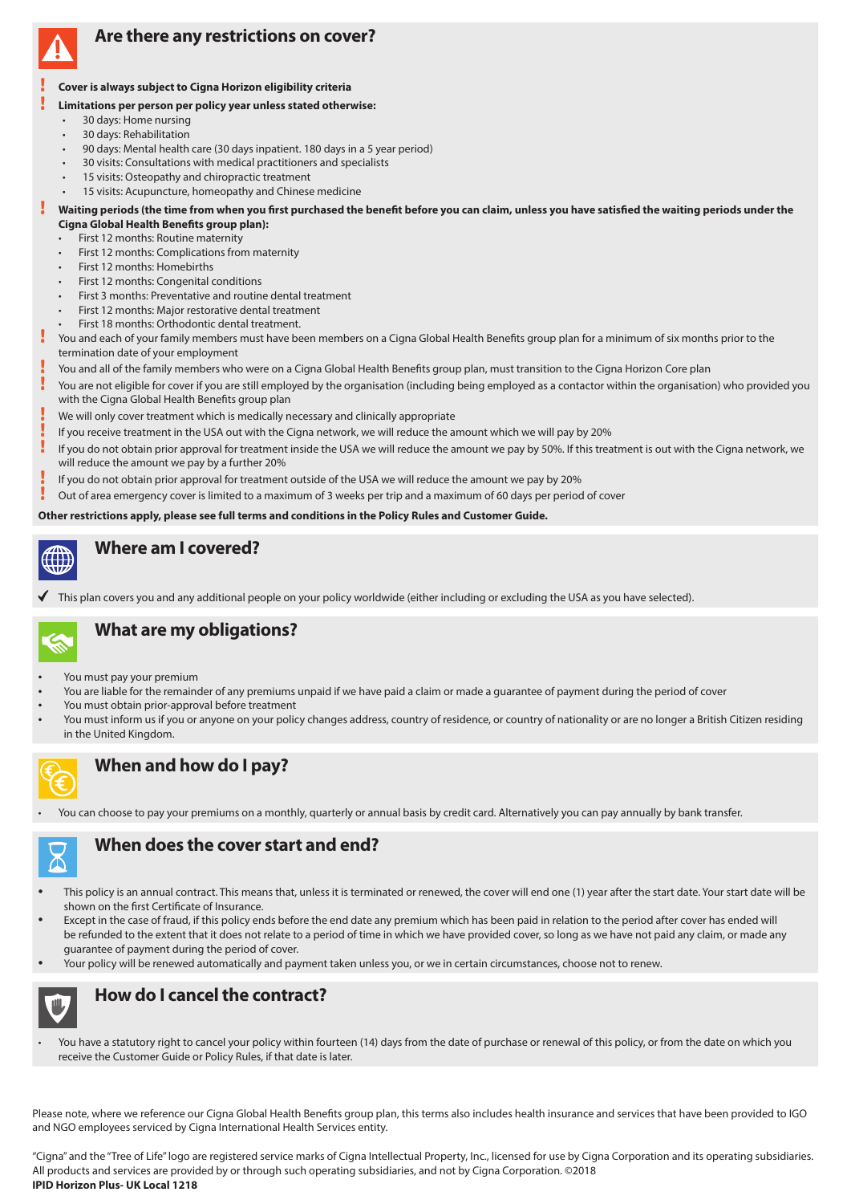## Are there any restrictions on cover?

- **Cover is always subject to Cigna Horizon eligibility criteria**
- **Limitations per person per policy year unless stated otherwise:**
  - 30 days: Home nursing
  - 30 days: Rehabilitation
  - 90 days: Mental health care (30 days inpatient. 180 days in a 5 year period)
  - 30 visits: Consultations with medical practitioners and specialists
  - 15 visits: Osteopathy and chiropractic treatment
  - 15 visits: Acupuncture, homeopathy and Chinese medicine
- **Waiting periods (the time from when you first purchased the benefit before you can claim, unless you have satisfied the waiting periods under the Cigna Global Health Benefits group plan):**
  - First 12 months: Routine maternity
  - First 12 months: Complications from maternity
  - First 12 months: Homebirths
  - First 12 months: Congenital conditions
  - First 3 months: Preventative and routine dental treatment
  - First 12 months: Major restorative dental treatment
  - First 18 months: Orthodontic dental treatment.
- You and each of your family members must have been members on a Cigna Global Health Benefits group plan for a minimum of six months prior to the termination date of your employment
- You and all of the family members who were on a Cigna Global Health Benefits group plan, must transition to the Cigna Horizon Core plan
- You are not eligible for cover if you are still employed by the organisation (including being employed as a contactor within the organisation) who provided you with the Cigna Global Health Benefits group plan
- We will only cover treatment which is medically necessary and clinically appropriate
- If you receive treatment in the USA out with the Cigna network, we will reduce the amount which we will pay by 20%
- If you do not obtain prior approval for treatment inside the USA we will reduce the amount we pay by 50%. If this treatment is out with the Cigna network, we will reduce the amount we pay by a further 20%
- If you do not obtain prior approval for treatment outside of the USA we will reduce the amount we pay by 20%
- Out of area emergency cover is limited to a maximum of 3 weeks per trip and a maximum of 60 days per period of cover

**Other restrictions apply, please see full terms and conditions in the Policy Rules and Customer Guide.**

## Where am I covered?

✓ This plan covers you and any additional people on your policy worldwide (either including or excluding the USA as you have selected).

## What are my obligations?

- You must pay your premium
- You are liable for the remainder of any premiums unpaid if we have paid a claim or made a guarantee of payment during the period of cover
- You must obtain prior-approval before treatment
- You must inform us if you or anyone on your policy changes address, country of residence, or country of nationality or are no longer a British Citizen residing in the United Kingdom.

## When and how do I pay?

- You can choose to pay your premiums on a monthly, quarterly or annual basis by credit card. Alternatively you can pay annually by bank transfer.

## When does the cover start and end?

- This policy is an annual contract. This means that, unless it is terminated or renewed, the cover will end one (1) year after the start date. Your start date will be shown on the first Certificate of Insurance.
- Except in the case of fraud, if this policy ends before the end date any premium which has been paid in relation to the period after cover has ended will be refunded to the extent that it does not relate to a period of time in which we have provided cover, so long as we have not paid any claim, or made any guarantee of payment during the period of cover.
- Your policy will be renewed automatically and payment taken unless you, or we in certain circumstances, choose not to renew.

## How do I cancel the contract?

- You have a statutory right to cancel your policy within fourteen (14) days from the date of purchase or renewal of this policy, or from the date on which you receive the Customer Guide or Policy Rules, if that date is later.

Please note, where we reference our Cigna Global Health Benefits group plan, this terms also includes health insurance and services that have been provided to IGO and NGO employees serviced by Cigna International Health Services entity.

"Cigna" and the "Tree of Life" logo are registered service marks of Cigna Intellectual Property, Inc., licensed for use by Cigna Corporation and its operating subsidiaries. All products and services are provided by or through such operating subsidiaries, and not by Cigna Corporation. ©2018

**IPID Horizon Plus- UK Local 1218**